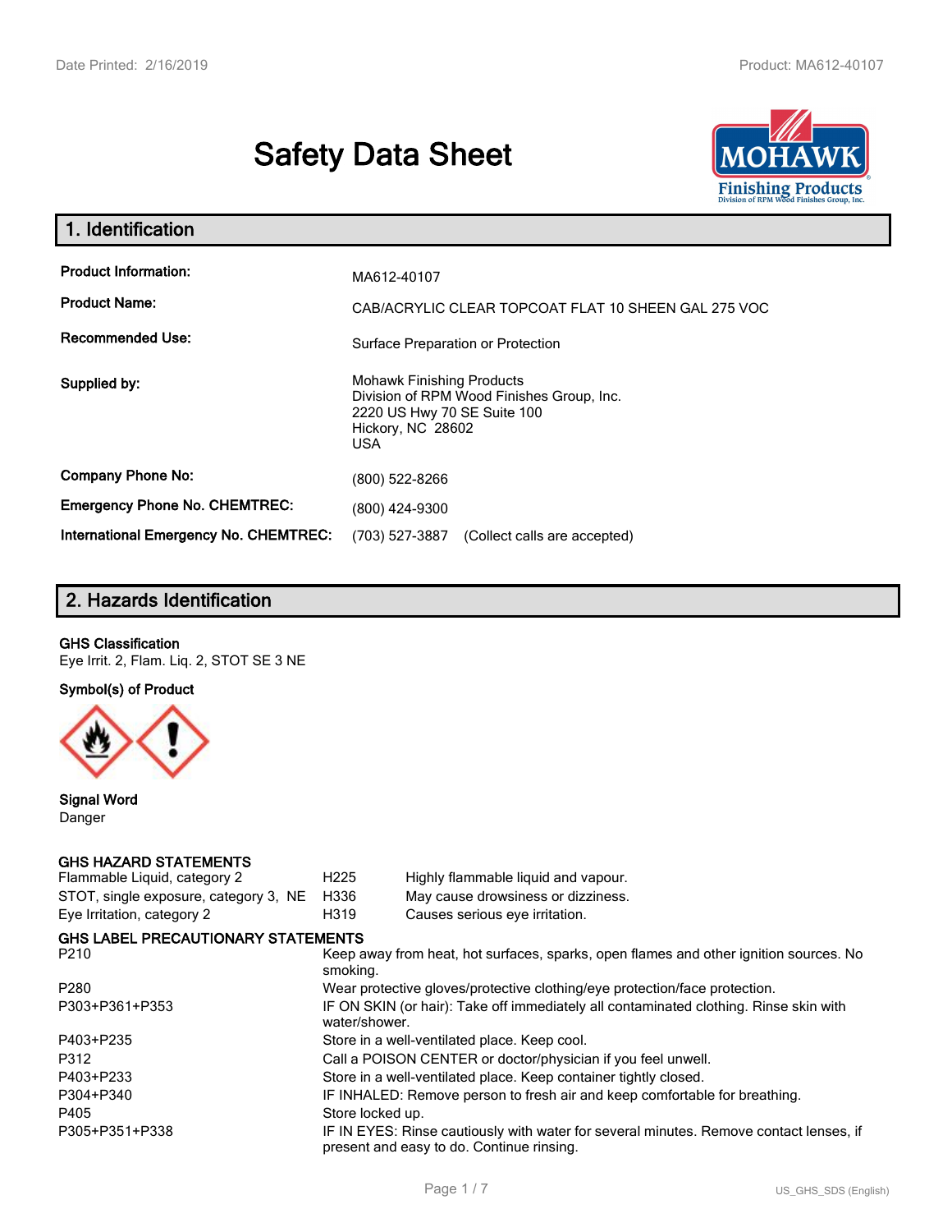# Safety Data Sheet

## 1. Identification

| | |
|---|---|
| **Product Information:** | MA612-40107 |
| **Product Name:** | CAB/ACRYLIC CLEAR TOPCOAT FLAT 10 SHEEN GAL 275 VOC |
| **Recommended Use:** | Surface Preparation or Protection |
| **Supplied by:** | Mohawk Finishing Products<br>Division of RPM Wood Finishes Group, Inc.<br>2220 US Hwy 70 SE Suite 100<br>Hickory, NC 28602<br>USA |
| **Company Phone No:** | (800) 522-8266 |
| **Emergency Phone No. CHEMTREC:** | (800) 424-9300 |
| **International Emergency No. CHEMTREC:** | (703) 527-3887 (Collect calls are accepted) |

## 2. Hazards Identification

**GHS Classification**

Eye Irrit. 2, Flam. Liq. 2, STOT SE 3 NE

**Symbol(s) of Product**

**Signal Word**

Danger

**GHS HAZARD STATEMENTS**

| | | |
|---|---|---|
| Flammable Liquid, category 2 | H225 | Highly flammable liquid and vapour. |
| STOT, single exposure, category 3, NE | H336 | May cause drowsiness or dizziness. |
| Eye Irritation, category 2 | H319 | Causes serious eye irritation. |

**GHS LABEL PRECAUTIONARY STATEMENTS**

| | |
|---|---|
| P210 | Keep away from heat, hot surfaces, sparks, open flames and other ignition sources. No smoking. |
| P280 | Wear protective gloves/protective clothing/eye protection/face protection. |
| P303+P361+P353 | IF ON SKIN (or hair): Take off immediately all contaminated clothing. Rinse skin with water/shower. |
| P403+P235 | Store in a well-ventilated place. Keep cool. |
| P312 | Call a POISON CENTER or doctor/physician if you feel unwell. |
| P403+P233 | Store in a well-ventilated place. Keep container tightly closed. |
| P304+P340 | IF INHALED: Remove person to fresh air and keep comfortable for breathing. |
| P405 | Store locked up. |
| P305+P351+P338 | IF IN EYES: Rinse cautiously with water for several minutes. Remove contact lenses, if present and easy to do. Continue rinsing. |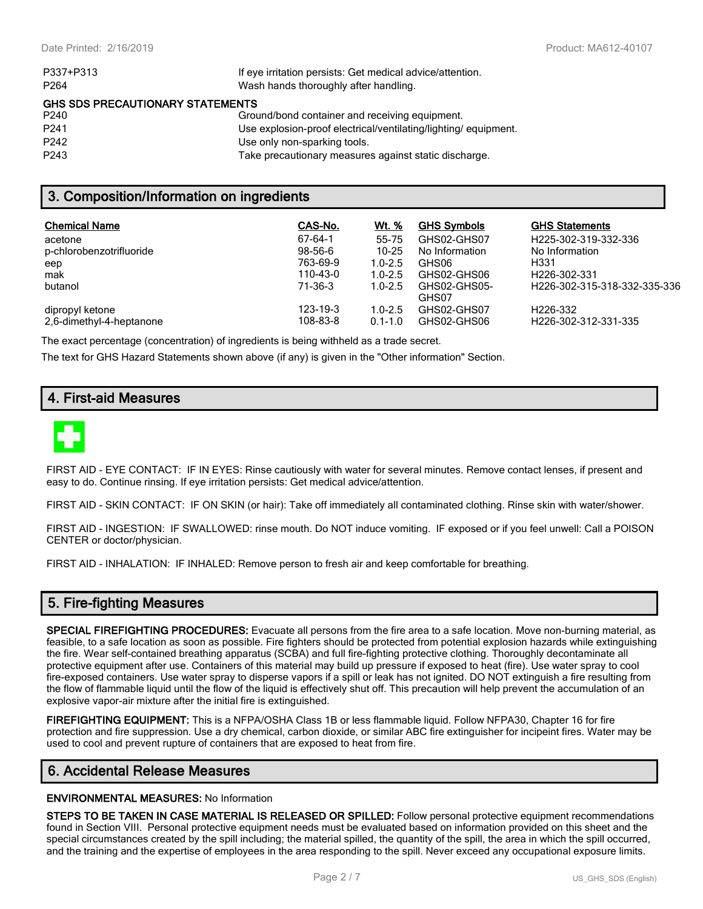| | |
|---|---|
| P337+P313 | If eye irritation persists: Get medical advice/attention. |
| P264 | Wash hands thoroughly after handling. |

**GHS SDS PRECAUTIONARY STATEMENTS**

| | |
|---|---|
| P240 | Ground/bond container and receiving equipment. |
| P241 | Use explosion-proof electrical/ventilating/lighting/ equipment. |
| P242 | Use only non-sparking tools. |
| P243 | Take precautionary measures against static discharge. |

## 3. Composition/Information on ingredients

| Chemical Name | CAS-No. | Wt. % | GHS Symbols | GHS Statements |
|---|---|---|---|---|
| acetone | 67-64-1 | 55-75 | GHS02-GHS07 | H225-302-319-332-336 |
| p-chlorobenzotrifluoride | 98-56-6 | 10-25 | No Information | No Information |
| eep | 763-69-9 | 1.0-2.5 | GHS06 | H331 |
| mak | 110-43-0 | 1.0-2.5 | GHS02-GHS06 | H226-302-331 |
| butanol | 71-36-3 | 1.0-2.5 | GHS02-GHS05-GHS07 | H226-302-315-318-332-335-336 |
| dipropyl ketone | 123-19-3 | 1.0-2.5 | GHS02-GHS07 | H226-332 |
| 2,6-dimethyl-4-heptanone | 108-83-8 | 0.1-1.0 | GHS02-GHS06 | H226-302-312-331-335 |

The exact percentage (concentration) of ingredients is being withheld as a trade secret.

The text for GHS Hazard Statements shown above (if any) is given in the "Other information" Section.

## 4. First-aid Measures

FIRST AID - EYE CONTACT: IF IN EYES: Rinse cautiously with water for several minutes. Remove contact lenses, if present and easy to do. Continue rinsing. If eye irritation persists: Get medical advice/attention.

FIRST AID - SKIN CONTACT: IF ON SKIN (or hair): Take off immediately all contaminated clothing. Rinse skin with water/shower.

FIRST AID - INGESTION: IF SWALLOWED: rinse mouth. Do NOT induce vomiting. IF exposed or if you feel unwell: Call a POISON CENTER or doctor/physician.

FIRST AID - INHALATION: IF INHALED: Remove person to fresh air and keep comfortable for breathing.

## 5. Fire-fighting Measures

**SPECIAL FIREFIGHTING PROCEDURES:** Evacuate all persons from the fire area to a safe location. Move non-burning material, as feasible, to a safe location as soon as possible. Fire fighters should be protected from potential explosion hazards while extinguishing the fire. Wear self-contained breathing apparatus (SCBA) and full fire-fighting protective clothing. Thoroughly decontaminate all protective equipment after use. Containers of this material may build up pressure if exposed to heat (fire). Use water spray to cool fire-exposed containers. Use water spray to disperse vapors if a spill or leak has not ignited. DO NOT extinguish a fire resulting from the flow of flammable liquid until the flow of the liquid is effectively shut off. This precaution will help prevent the accumulation of an explosive vapor-air mixture after the initial fire is extinguished.

**FIREFIGHTING EQUIPMENT:** This is a NFPA/OSHA Class 1B or less flammable liquid. Follow NFPA30, Chapter 16 for fire protection and fire suppression. Use a dry chemical, carbon dioxide, or similar ABC fire extinguisher for incipeint fires. Water may be used to cool and prevent rupture of containers that are exposed to heat from fire.

## 6. Accidental Release Measures

**ENVIRONMENTAL MEASURES:** No Information

**STEPS TO BE TAKEN IN CASE MATERIAL IS RELEASED OR SPILLED:** Follow personal protective equipment recommendations found in Section VIII. Personal protective equipment needs must be evaluated based on information provided on this sheet and the special circumstances created by the spill including; the material spilled, the quantity of the spill, the area in which the spill occurred, and the training and the expertise of employees in the area responding to the spill. Never exceed any occupational exposure limits.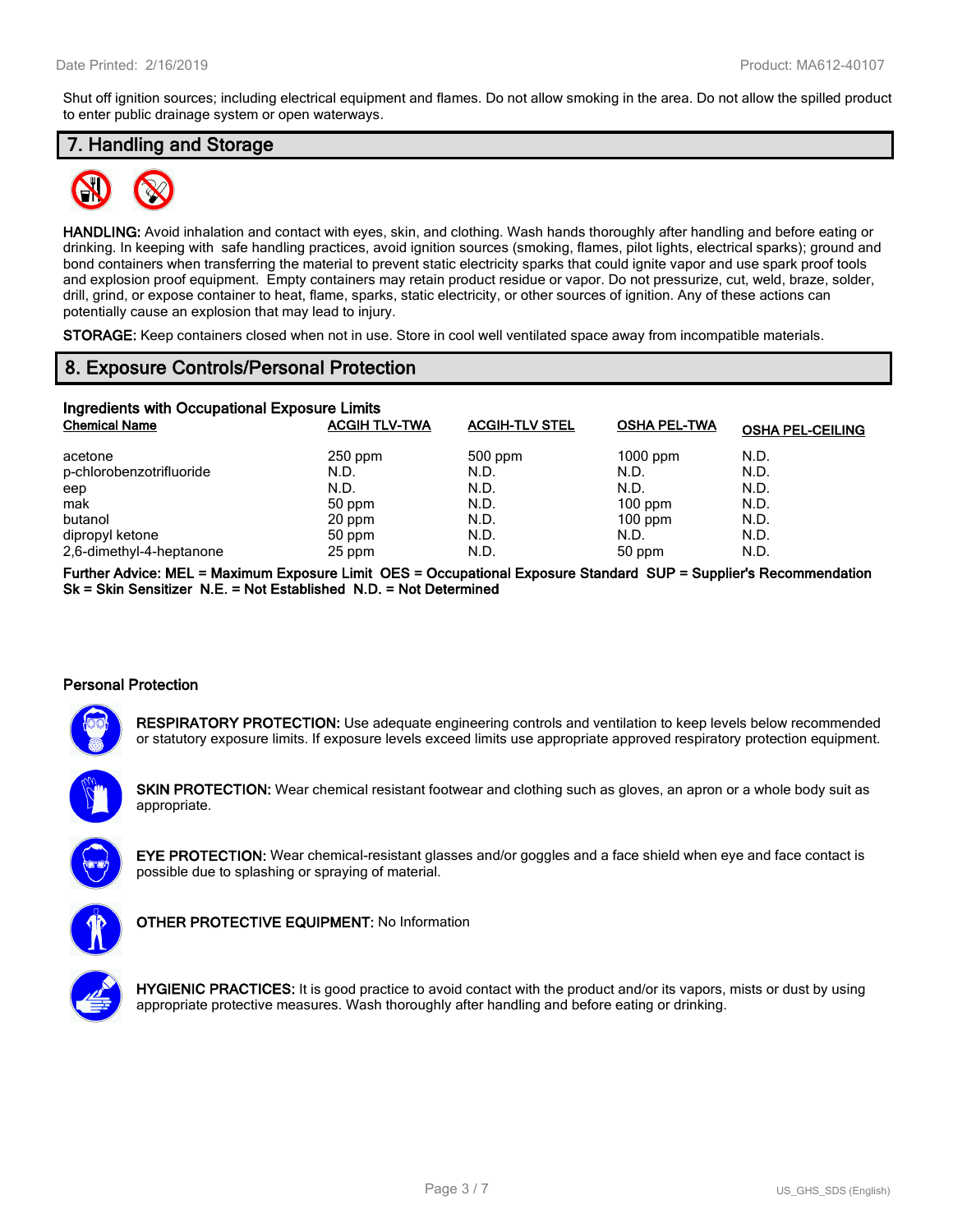Shut off ignition sources; including electrical equipment and flames. Do not allow smoking in the area. Do not allow the spilled product to enter public drainage system or open waterways.

## 7. Handling and Storage

**HANDLING:** Avoid inhalation and contact with eyes, skin, and clothing. Wash hands thoroughly after handling and before eating or drinking. In keeping with safe handling practices, avoid ignition sources (smoking, flames, pilot lights, electrical sparks); ground and bond containers when transferring the material to prevent static electricity sparks that could ignite vapor and use spark proof tools and explosion proof equipment. Empty containers may retain product residue or vapor. Do not pressurize, cut, weld, braze, solder, drill, grind, or expose container to heat, flame, sparks, static electricity, or other sources of ignition. Any of these actions can potentially cause an explosion that may lead to injury.

**STORAGE:** Keep containers closed when not in use. Store in cool well ventilated space away from incompatible materials.

## 8. Exposure Controls/Personal Protection

### Ingredients with Occupational Exposure Limits

| Chemical Name | ACGIH TLV-TWA | ACGIH-TLV STEL | OSHA PEL-TWA | OSHA PEL-CEILING |
|---|---|---|---|---|
| acetone | 250 ppm | 500 ppm | 1000 ppm | N.D. |
| p-chlorobenzotrifluoride | N.D. | N.D. | N.D. | N.D. |
| eep | N.D. | N.D. | N.D. | N.D. |
| mak | 50 ppm | N.D. | 100 ppm | N.D. |
| butanol | 20 ppm | N.D. | 100 ppm | N.D. |
| dipropyl ketone | 50 ppm | N.D. | N.D. | N.D. |
| 2,6-dimethyl-4-heptanone | 25 ppm | N.D. | 50 ppm | N.D. |

**Further Advice: MEL = Maximum Exposure Limit OES = Occupational Exposure Standard SUP = Supplier's Recommendation Sk = Skin Sensitizer N.E. = Not Established N.D. = Not Determined**

### Personal Protection

**RESPIRATORY PROTECTION:** Use adequate engineering controls and ventilation to keep levels below recommended or statutory exposure limits. If exposure levels exceed limits use appropriate approved respiratory protection equipment.

**SKIN PROTECTION:** Wear chemical resistant footwear and clothing such as gloves, an apron or a whole body suit as appropriate.

**EYE PROTECTION:** Wear chemical-resistant glasses and/or goggles and a face shield when eye and face contact is possible due to splashing or spraying of material.

**OTHER PROTECTIVE EQUIPMENT:** No Information

**HYGIENIC PRACTICES:** It is good practice to avoid contact with the product and/or its vapors, mists or dust by using appropriate protective measures. Wash thoroughly after handling and before eating or drinking.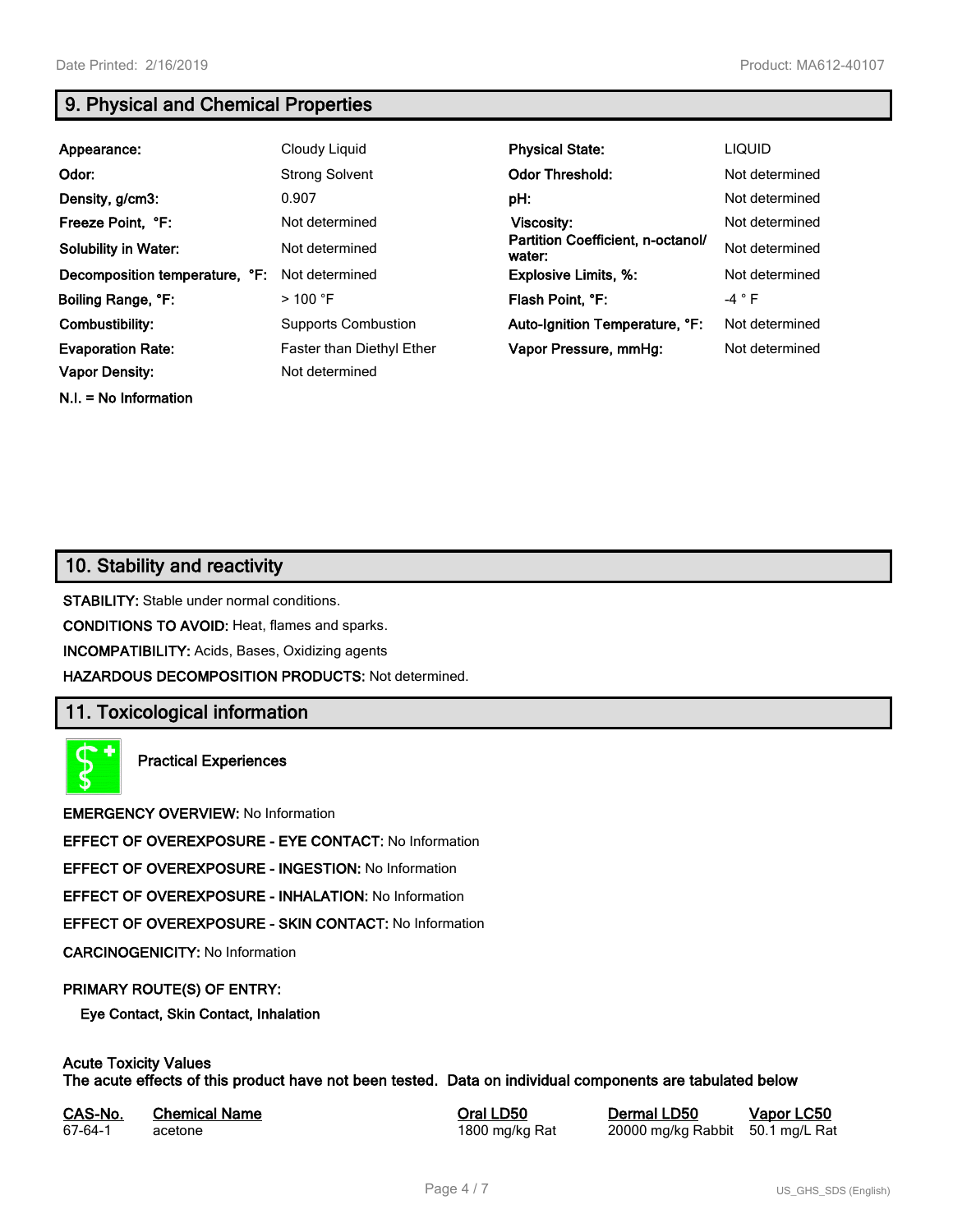## 9. Physical and Chemical Properties

| | | | |
|---|---|---|---|
| **Appearance:** | Cloudy Liquid | **Physical State:** | LIQUID |
| **Odor:** | Strong Solvent | **Odor Threshold:** | Not determined |
| **Density, g/cm3:** | 0.907 | **pH:** | Not determined |
| **Freeze Point, °F:** | Not determined | **Viscosity:** | Not determined |
| **Solubility in Water:** | Not determined | **Partition Coefficient, n-octanol/ water:** | Not determined |
| **Decomposition temperature, °F:** | Not determined | **Explosive Limits, %:** | Not determined |
| **Boiling Range, °F:** | > 100 °F | **Flash Point, °F:** | -4 ° F |
| **Combustibility:** | Supports Combustion | **Auto-Ignition Temperature, °F:** | Not determined |
| **Evaporation Rate:** | Faster than Diethyl Ether | **Vapor Pressure, mmHg:** | Not determined |
| **Vapor Density:** | Not determined | | |

**N.I. = No Information**

## 10. Stability and reactivity

**STABILITY:** Stable under normal conditions.

**CONDITIONS TO AVOID:** Heat, flames and sparks.

**INCOMPATIBILITY:** Acids, Bases, Oxidizing agents

**HAZARDOUS DECOMPOSITION PRODUCTS:** Not determined.

## 11. Toxicological information

**Practical Experiences**

**EMERGENCY OVERVIEW:** No Information

**EFFECT OF OVEREXPOSURE - EYE CONTACT:** No Information

**EFFECT OF OVEREXPOSURE - INGESTION:** No Information

**EFFECT OF OVEREXPOSURE - INHALATION:** No Information

**EFFECT OF OVEREXPOSURE - SKIN CONTACT:** No Information

**CARCINOGENICITY:** No Information

**PRIMARY ROUTE(S) OF ENTRY:**

**Eye Contact, Skin Contact, Inhalation**

**Acute Toxicity Values**
**The acute effects of this product have not been tested. Data on individual components are tabulated below**

| CAS-No. | Chemical Name | Oral LD50 | Dermal LD50 | Vapor LC50 |
|---|---|---|---|---|
| 67-64-1 | acetone | 1800 mg/kg Rat | 20000 mg/kg Rabbit | 50.1 mg/L Rat |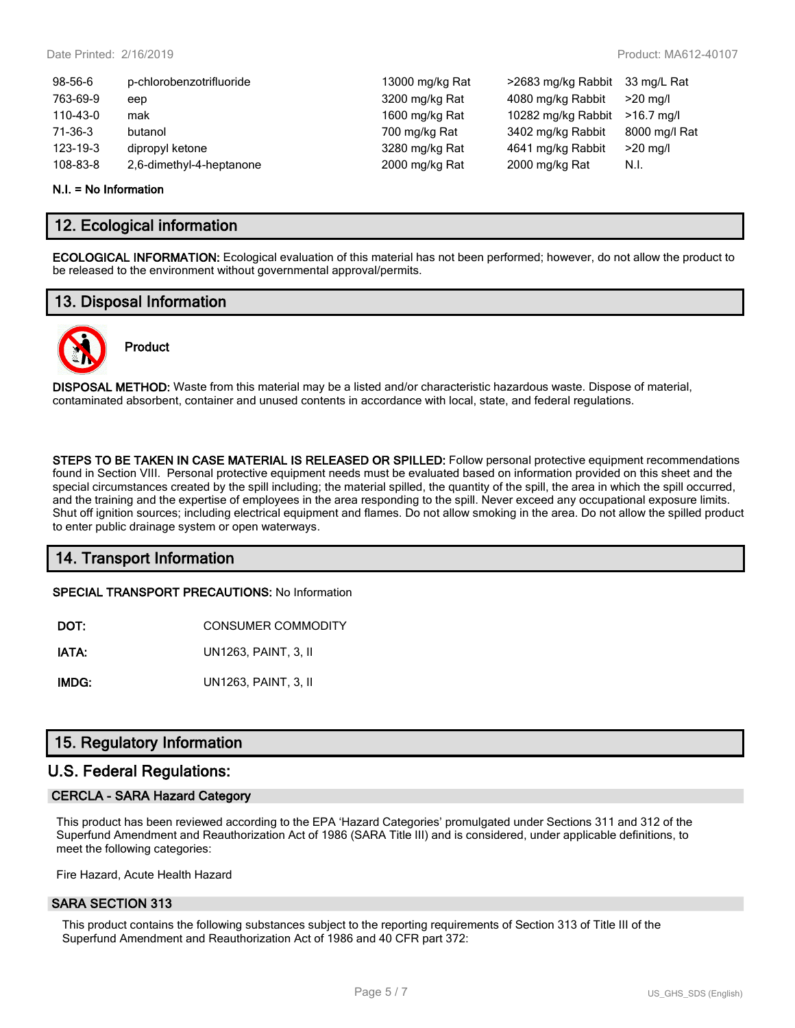| | | | | |
|---|---|---|---|---|
| 98-56-6 | p-chlorobenzotrifluoride | 13000 mg/kg Rat | >2683 mg/kg Rabbit | 33 mg/L Rat |
| 763-69-9 | eep | 3200 mg/kg Rat | 4080 mg/kg Rabbit | >20 mg/l |
| 110-43-0 | mak | 1600 mg/kg Rat | 10282 mg/kg Rabbit | >16.7 mg/l |
| 71-36-3 | butanol | 700 mg/kg Rat | 3402 mg/kg Rabbit | 8000 mg/l Rat |
| 123-19-3 | dipropyl ketone | 3280 mg/kg Rat | 4641 mg/kg Rabbit | >20 mg/l |
| 108-83-8 | 2,6-dimethyl-4-heptanone | 2000 mg/kg Rat | 2000 mg/kg Rat | N.I. |

**N.I. = No Information**

## 12. Ecological information

**ECOLOGICAL INFORMATION:** Ecological evaluation of this material has not been performed; however, do not allow the product to be released to the environment without governmental approval/permits.

## 13. Disposal Information

**Product**

**DISPOSAL METHOD:** Waste from this material may be a listed and/or characteristic hazardous waste. Dispose of material, contaminated absorbent, container and unused contents in accordance with local, state, and federal regulations.

**STEPS TO BE TAKEN IN CASE MATERIAL IS RELEASED OR SPILLED:** Follow personal protective equipment recommendations found in Section VIII. Personal protective equipment needs must be evaluated based on information provided on this sheet and the special circumstances created by the spill including; the material spilled, the quantity of the spill, the area in which the spill occurred, and the training and the expertise of employees in the area responding to the spill. Never exceed any occupational exposure limits. Shut off ignition sources; including electrical equipment and flames. Do not allow smoking in the area. Do not allow the spilled product to enter public drainage system or open waterways.

## 14. Transport Information

**SPECIAL TRANSPORT PRECAUTIONS:** No Information

**DOT:** CONSUMER COMMODITY

**IATA:** UN1263, PAINT, 3, II

**IMDG:** UN1263, PAINT, 3, II

## 15. Regulatory Information

## U.S. Federal Regulations:

### CERCLA - SARA Hazard Category

This product has been reviewed according to the EPA 'Hazard Categories' promulgated under Sections 311 and 312 of the Superfund Amendment and Reauthorization Act of 1986 (SARA Title III) and is considered, under applicable definitions, to meet the following categories:

Fire Hazard, Acute Health Hazard

### SARA SECTION 313

This product contains the following substances subject to the reporting requirements of Section 313 of Title III of the Superfund Amendment and Reauthorization Act of 1986 and 40 CFR part 372: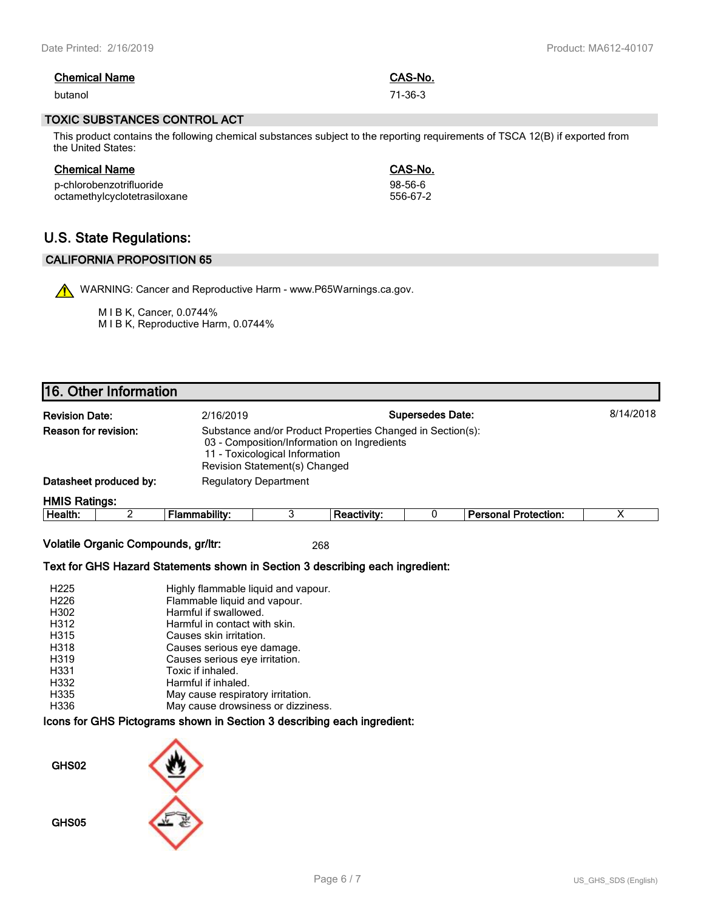| Chemical Name | CAS-No. |
| --- | --- |
| butanol | 71-36-3 |

### TOXIC SUBSTANCES CONTROL ACT

This product contains the following chemical substances subject to the reporting requirements of TSCA 12(B) if exported from the United States:

| Chemical Name | CAS-No. |
| --- | --- |
| p-chlorobenzotrifluoride | 98-56-6 |
| octamethylcyclotetrasiloxane | 556-67-2 |

## U.S. State Regulations:

### CALIFORNIA PROPOSITION 65

WARNING: Cancer and Reproductive Harm - www.P65Warnings.ca.gov.

M I B K, Cancer, 0.0744%
M I B K, Reproductive Harm, 0.0744%

## 16. Other Information

**Revision Date:** 2/16/2019 **Supersedes Date:** 8/14/2018

**Reason for revision:** Substance and/or Product Properties Changed in Section(s):
03 - Composition/Information on Ingredients
11 - Toxicological Information
Revision Statement(s) Changed

**Datasheet produced by:** Regulatory Department

**HMIS Ratings:**

| Health: | 2 | Flammability: | 3 | Reactivity: | 0 | Personal Protection: | X |
| --- | --- | --- | --- | --- | --- | --- | --- |

**Volatile Organic Compounds, gr/ltr:** 268

**Text for GHS Hazard Statements shown in Section 3 describing each ingredient:**

| | |
| --- | --- |
| H225 | Highly flammable liquid and vapour. |
| H226 | Flammable liquid and vapour. |
| H302 | Harmful if swallowed. |
| H312 | Harmful in contact with skin. |
| H315 | Causes skin irritation. |
| H318 | Causes serious eye damage. |
| H319 | Causes serious eye irritation. |
| H331 | Toxic if inhaled. |
| H332 | Harmful if inhaled. |
| H335 | May cause respiratory irritation. |
| H336 | May cause drowsiness or dizziness. |

**Icons for GHS Pictograms shown in Section 3 describing each ingredient:**

GHS02

GHS05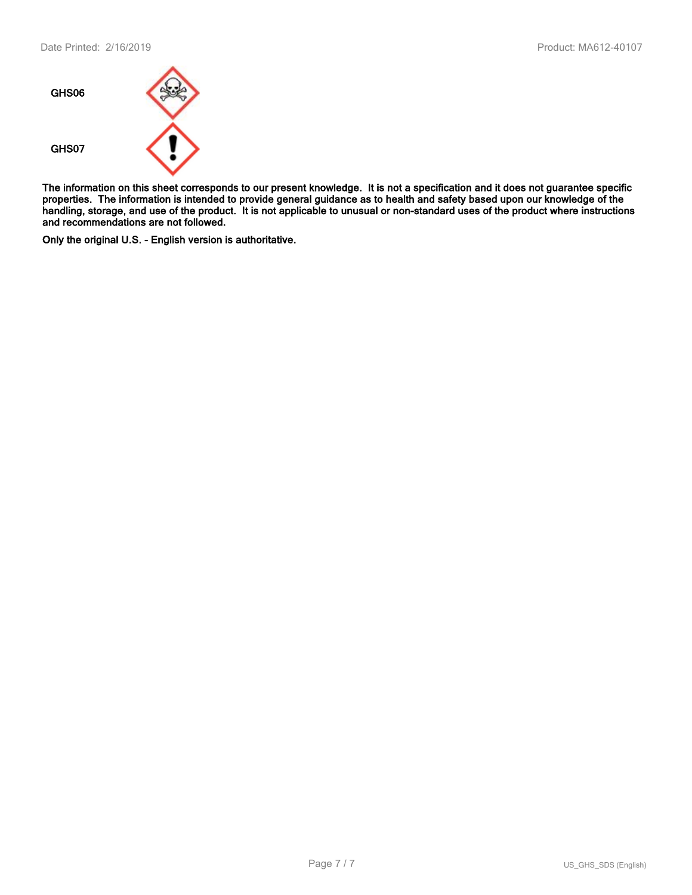GHS06

GHS07

**The information on this sheet corresponds to our present knowledge. It is not a specification and it does not guarantee specific properties. The information is intended to provide general guidance as to health and safety based upon our knowledge of the handling, storage, and use of the product. It is not applicable to unusual or non-standard uses of the product where instructions and recommendations are not followed.**

**Only the original U.S. - English version is authoritative.**